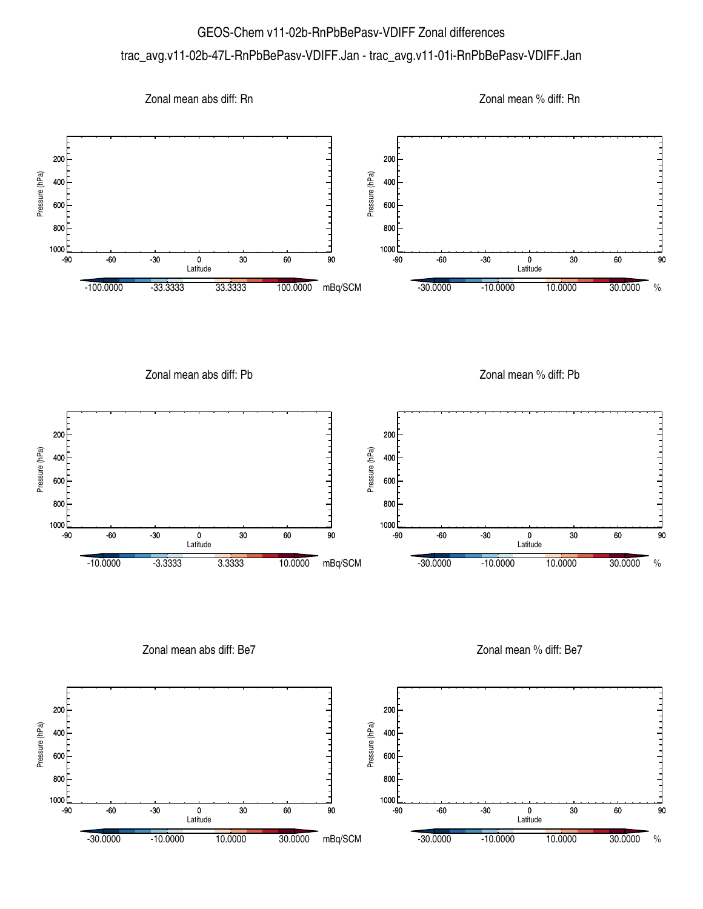# GEOS-Chem v11-02b-RnPbBePasv-VDIFF Zonal differences

trac_avg.v11-02b-47L-RnPbBePasv-VDIFF.Jan - trac_avg.v11-01i-RnPbBePasv-VDIFF.Jan

## Zonal mean abs diff: Rn

Pressure (hPa): 200, 400, 600, 800, 1000

Latitude: -90, -60, -30, 0, 30, 60, 90

-100.0000 -33.3333 33.3333 100.0000 mBq/SCM

## Zonal mean % diff: Rn

Pressure (hPa): 200, 400, 600, 800, 1000

Latitude: -90, -60, -30, 0, 30, 60, 90

-30.0000 -10.0000 10.0000 30.0000 %

## Zonal mean abs diff: Pb

Pressure (hPa): 200, 400, 600, 800, 1000

Latitude: -90, -60, -30, 0, 30, 60, 90

-10.0000 -3.3333 3.3333 10.0000 mBq/SCM

## Zonal mean % diff: Pb

Pressure (hPa): 200, 400, 600, 800, 1000

Latitude: -90, -60, -30, 0, 30, 60, 90

-30.0000 -10.0000 10.0000 30.0000 %

## Zonal mean abs diff: Be7

Pressure (hPa): 200, 400, 600, 800, 1000

Latitude: -90, -60, -30, 0, 30, 60, 90

-30.0000 -10.0000 10.0000 30.0000 mBq/SCM

## Zonal mean % diff: Be7

Pressure (hPa): 200, 400, 600, 800, 1000

Latitude: -90, -60, -30, 0, 30, 60, 90

-30.0000 -10.0000 10.0000 30.0000 %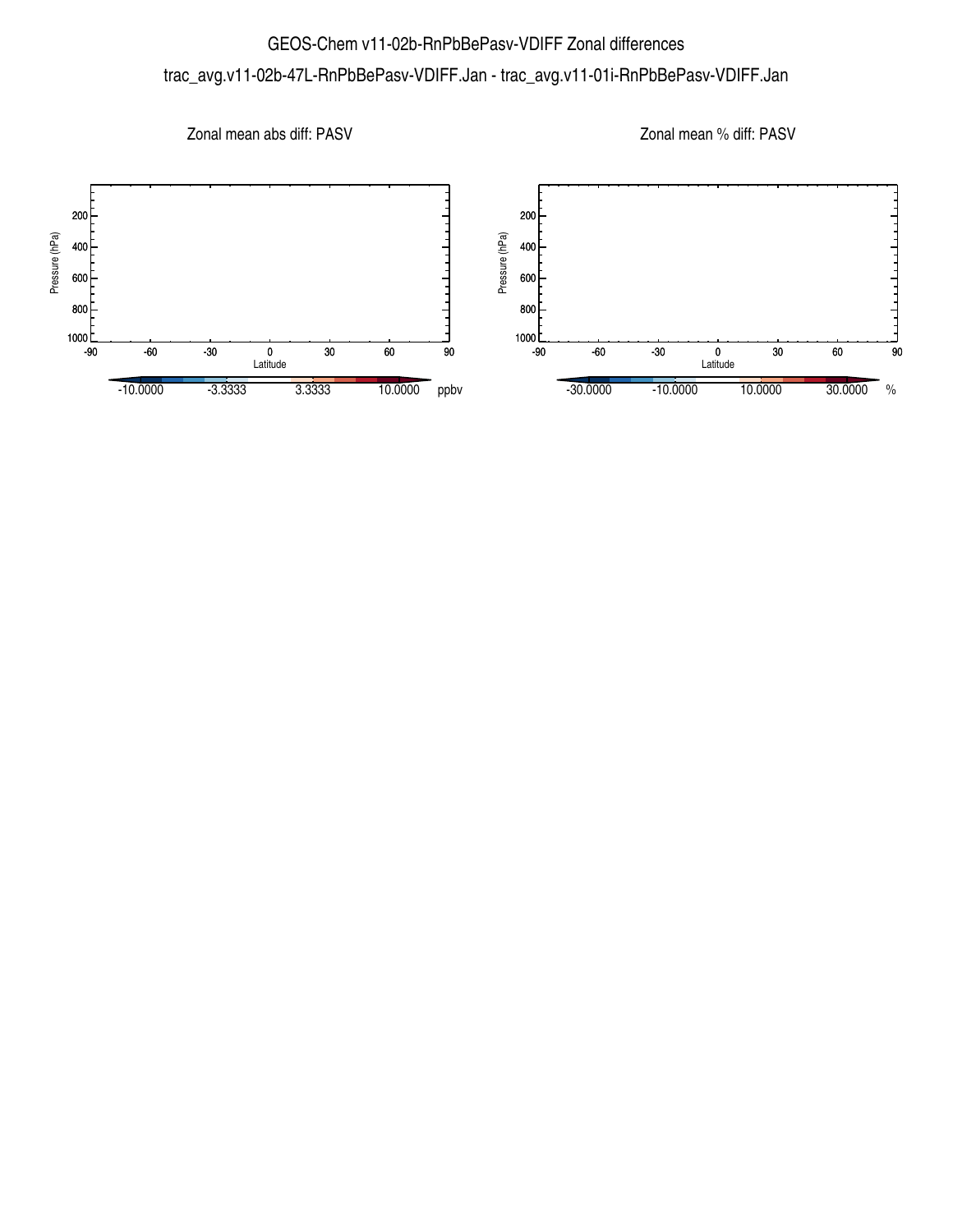GEOS-Chem v11-02b-RnPbBePasv-VDIFF Zonal differences

trac_avg.v11-02b-47L-RnPbBePasv-VDIFF.Jan - trac_avg.v11-01i-RnPbBePasv-VDIFF.Jan

Zonal mean abs diff: PASV

Pressure (hPa)

200
400
600
800
1000

-90 -60 -30 0 30 60 90

Latitude

-10.0000 -3.3333 3.3333 10.0000 ppbv

Zonal mean % diff: PASV

Pressure (hPa)

200
400
600
800
1000

-90 -60 -30 0 30 60 90

Latitude

-30.0000 -10.0000 10.0000 30.0000 %